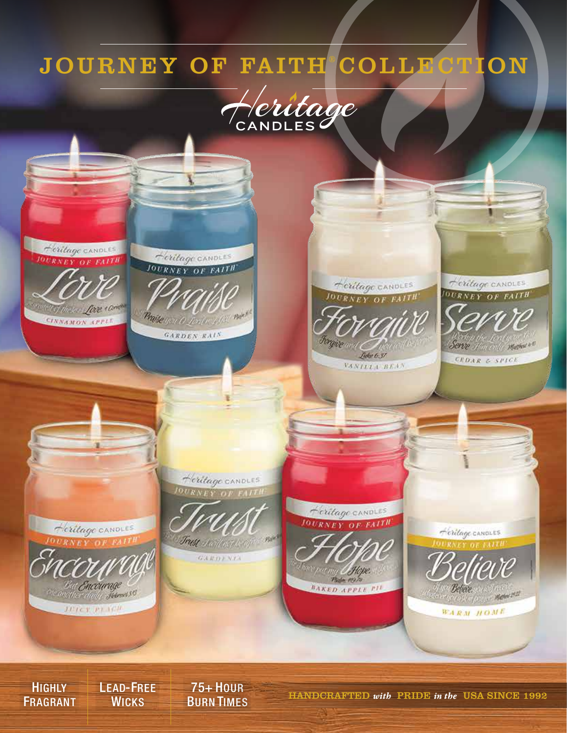# JOURNEY OF FAITH® COLLECTION

Heritage CANDLES

**Love** — Cinnamon Apple

**Praise** — Garden Rain

**Forgive** — Vanilla Bean

**Serve** — Cedar & Spice

**Encourage** — Juicy Peach

**Trust** — Gardenia

**Hope** — Baked Apple Pie

**Believe** — Warm Home

HIGHLY FRAGRANT | LEAD-FREE WICKS | 75+ HOUR BURN TIMES

HANDCRAFTED *with* PRIDE *in the* USA SINCE 1992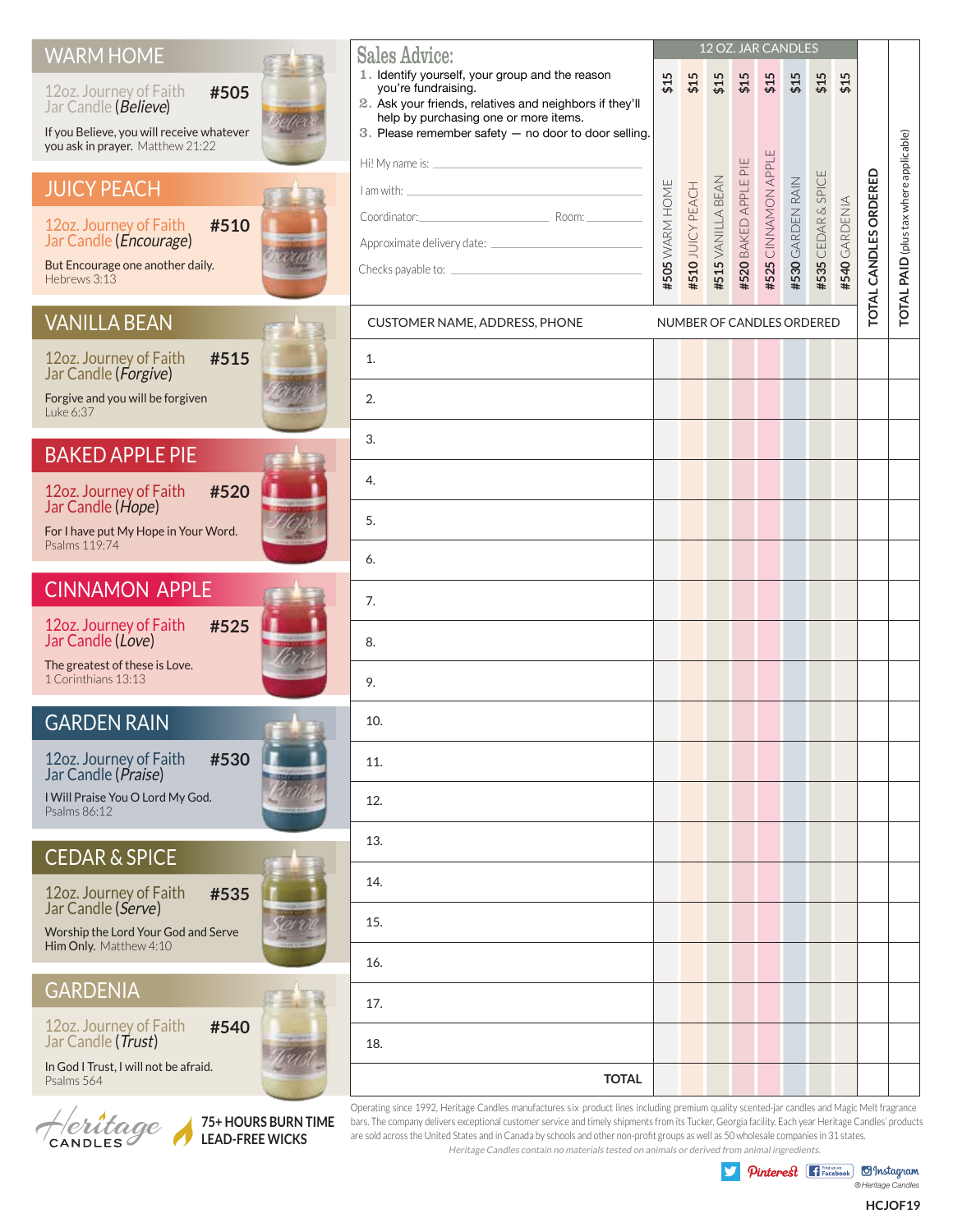## WARM HOME

12oz. Journey of Faith Jar Candle (*Believe*) **#505**

If you Believe, you will receive whatever you ask in prayer. Matthew 21:22

## JUICY PEACH

12oz. Journey of Faith Jar Candle (*Encourage*) **#510**

But Encourage one another daily. Hebrews 3:13

## VANILLA BEAN

12oz. Journey of Faith Jar Candle (*Forgive*) **#515**

Forgive and you will be forgiven Luke 6:37

## BAKED APPLE PIE

12oz. Journey of Faith Jar Candle (*Hope*) **#520**

For I have put My Hope in Your Word. Psalms 119:74

## CINNAMON APPLE

12oz. Journey of Faith Jar Candle (*Love*) **#525**

The greatest of these is Love. 1 Corinthians 13:13

## GARDEN RAIN

12oz. Journey of Faith Jar Candle (*Praise*) **#530**

I Will Praise You O Lord My God. Psalms 86:12

## CEDAR & SPICE

12oz. Journey of Faith Jar Candle (*Serve*) **#535**

Worship the Lord Your God and Serve Him Only. Matthew 4:10

## GARDENIA

12oz. Journey of Faith Jar Candle (*Trust*) **#540**

In God I Trust, I will not be afraid. Psalms 564

Heritage CANDLES

**75+ HOURS BURN TIME**
**LEAD-FREE WICKS**

## Sales Advice:

1. Identify yourself, your group and the reason you're fundraising.
2. Ask your friends, relatives and neighbors if they'll help by purchasing one or more items.
3. Please remember safety — no door to door selling.

Hi! My name is: ____________________

I am with: ____________________

Coordinator: ____________________ Room: ____________

Approximate delivery date: ____________________

Checks payable to: ____________________

| CUSTOMER NAME, ADDRESS, PHONE | 12 OZ. JAR CANDLES — NUMBER OF CANDLES ORDERED | | | | | | | | TOTAL CANDLES ORDERED | TOTAL PAID (plus tax where applicable) |
|---|---|---|---|---|---|---|---|---|---|---|
| | $15 #505 WARM HOME | $15 #510 JUICY PEACH | $15 #515 VANILLA BEAN | $15 #520 BAKED APPLE PIE | $15 #525 CINNAMON APPLE | $15 #530 GARDEN RAIN | $15 #535 CEDAR & SPICE | $15 #540 GARDENIA | | |
| 1. | | | | | | | | | | |
| 2. | | | | | | | | | | |
| 3. | | | | | | | | | | |
| 4. | | | | | | | | | | |
| 5. | | | | | | | | | | |
| 6. | | | | | | | | | | |
| 7. | | | | | | | | | | |
| 8. | | | | | | | | | | |
| 9. | | | | | | | | | | |
| 10. | | | | | | | | | | |
| 11. | | | | | | | | | | |
| 12. | | | | | | | | | | |
| 13. | | | | | | | | | | |
| 14. | | | | | | | | | | |
| 15. | | | | | | | | | | |
| 16. | | | | | | | | | | |
| 17. | | | | | | | | | | |
| 18. | | | | | | | | | | |
| TOTAL | | | | | | | | | | |

Operating since 1992, Heritage Candles manufactures six product lines including premium quality scented-jar candles and Magic Melt fragrance bars. The company delivers exceptional customer service and timely shipments from its Tucker, Georgia facility. Each year Heritage Candles' products are sold across the United States and in Canada by schools and other non-profit groups as well as 50 wholesale companies in 31 states.

*Heritage Candles contain no materials tested on animals or derived from animal ingredients.*

@Heritage Candles

HCJOF19